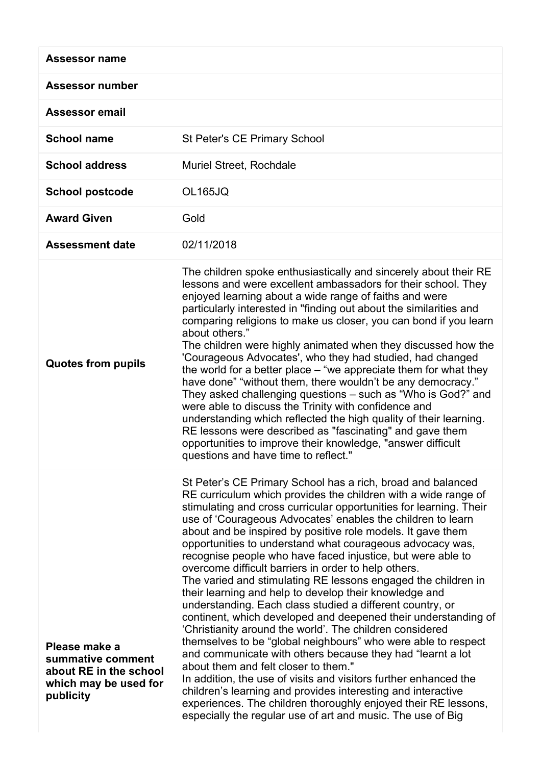| | |
|---|---|
| **Assessor name** | |
| **Assessor number** | |
| **Assessor email** | |
| **School name** | St Peter's CE Primary School |
| **School address** | Muriel Street, Rochdale |
| **School postcode** | OL165JQ |
| **Award Given** | Gold |
| **Assessment date** | 02/11/2018 |
| **Quotes from pupils** | The children spoke enthusiastically and sincerely about their RE lessons and were excellent ambassadors for their school. They enjoyed learning about a wide range of faiths and were particularly interested in "finding out about the similarities and comparing religions to make us closer, you can bond if you learn about others."<br>The children were highly animated when they discussed how the 'Courageous Advocates', who they had studied, had changed the world for a better place – "we appreciate them for what they have done" "without them, there wouldn't be any democracy." They asked challenging questions – such as "Who is God?" and were able to discuss the Trinity with confidence and understanding which reflected the high quality of their learning. RE lessons were described as "fascinating" and gave them opportunities to improve their knowledge, "answer difficult questions and have time to reflect." |
| **Please make a summative comment about RE in the school which may be used for publicity** | St Peter's CE Primary School has a rich, broad and balanced RE curriculum which provides the children with a wide range of stimulating and cross curricular opportunities for learning. Their use of 'Courageous Advocates' enables the children to learn about and be inspired by positive role models. It gave them opportunities to understand what courageous advocacy was, recognise people who have faced injustice, but were able to overcome difficult barriers in order to help others.<br>The varied and stimulating RE lessons engaged the children in their learning and help to develop their knowledge and understanding. Each class studied a different country, or continent, which developed and deepened their understanding of 'Christianity around the world'. The children considered themselves to be "global neighbours" who were able to respect and communicate with others because they had "learnt a lot about them and felt closer to them."<br>In addition, the use of visits and visitors further enhanced the children's learning and provides interesting and interactive experiences. The children thoroughly enjoyed their RE lessons, especially the regular use of art and music. The use of Big |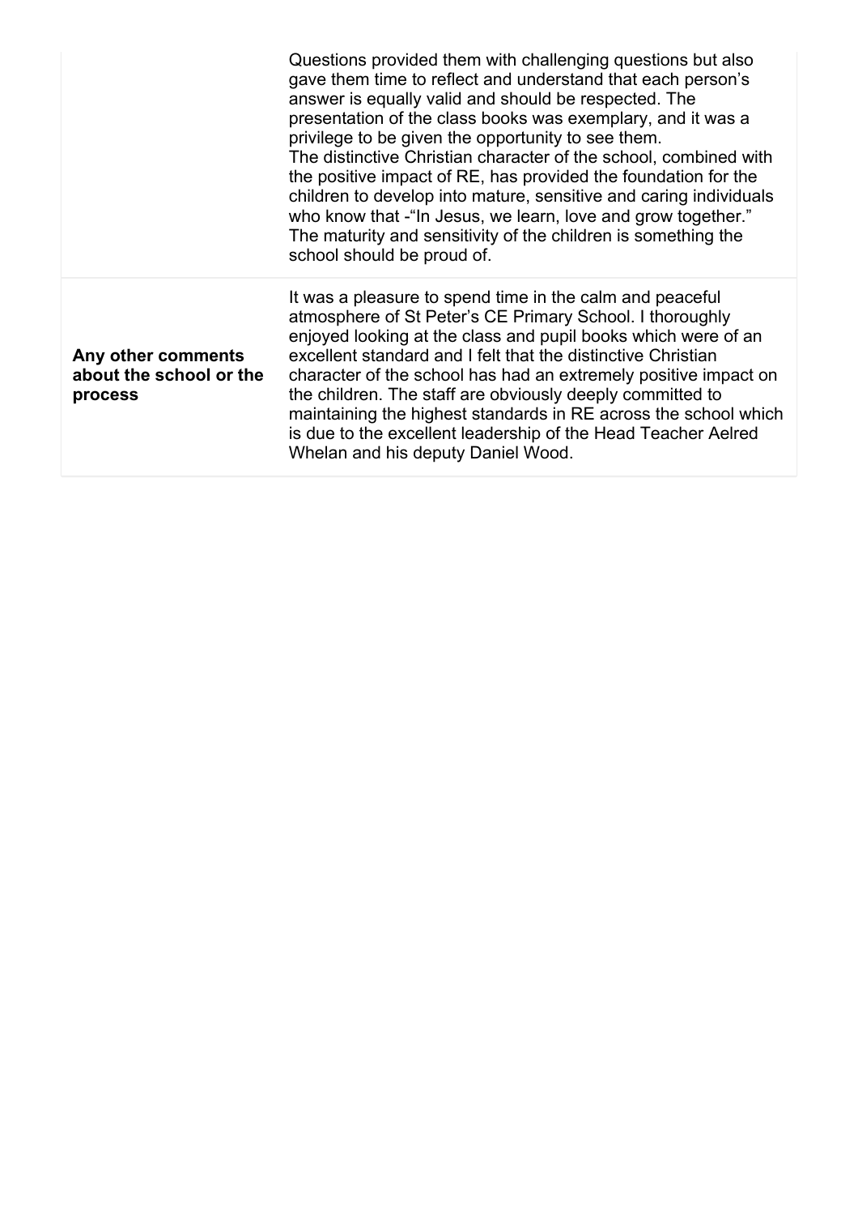| | |
|---|---|
| | Questions provided them with challenging questions but also gave them time to reflect and understand that each person's answer is equally valid and should be respected. The presentation of the class books was exemplary, and it was a privilege to be given the opportunity to see them. The distinctive Christian character of the school, combined with the positive impact of RE, has provided the foundation for the children to develop into mature, sensitive and caring individuals who know that -"In Jesus, we learn, love and grow together." The maturity and sensitivity of the children is something the school should be proud of. |
| **Any other comments about the school or the process** | It was a pleasure to spend time in the calm and peaceful atmosphere of St Peter's CE Primary School. I thoroughly enjoyed looking at the class and pupil books which were of an excellent standard and I felt that the distinctive Christian character of the school has had an extremely positive impact on the children. The staff are obviously deeply committed to maintaining the highest standards in RE across the school which is due to the excellent leadership of the Head Teacher Aelred Whelan and his deputy Daniel Wood. |